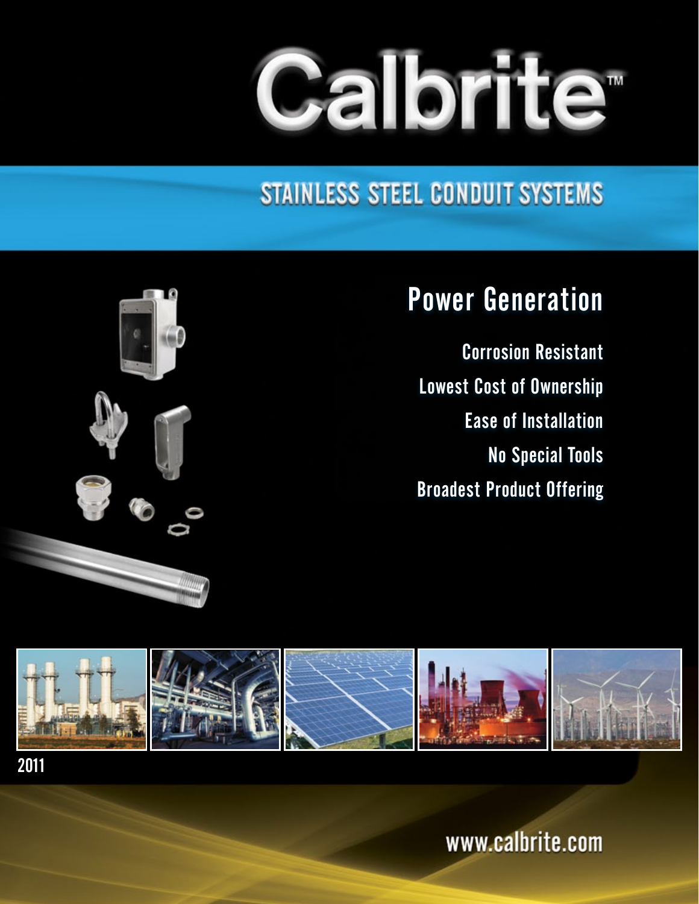# Calbrite™

## STAINLESS STEEL CONDUIT SYSTEMS

## Power Generation

Corrosion Resistant

Lowest Cost of Ownership

Ease of Installation

No Special Tools

Broadest Product Offering

2011

www.calbrite.com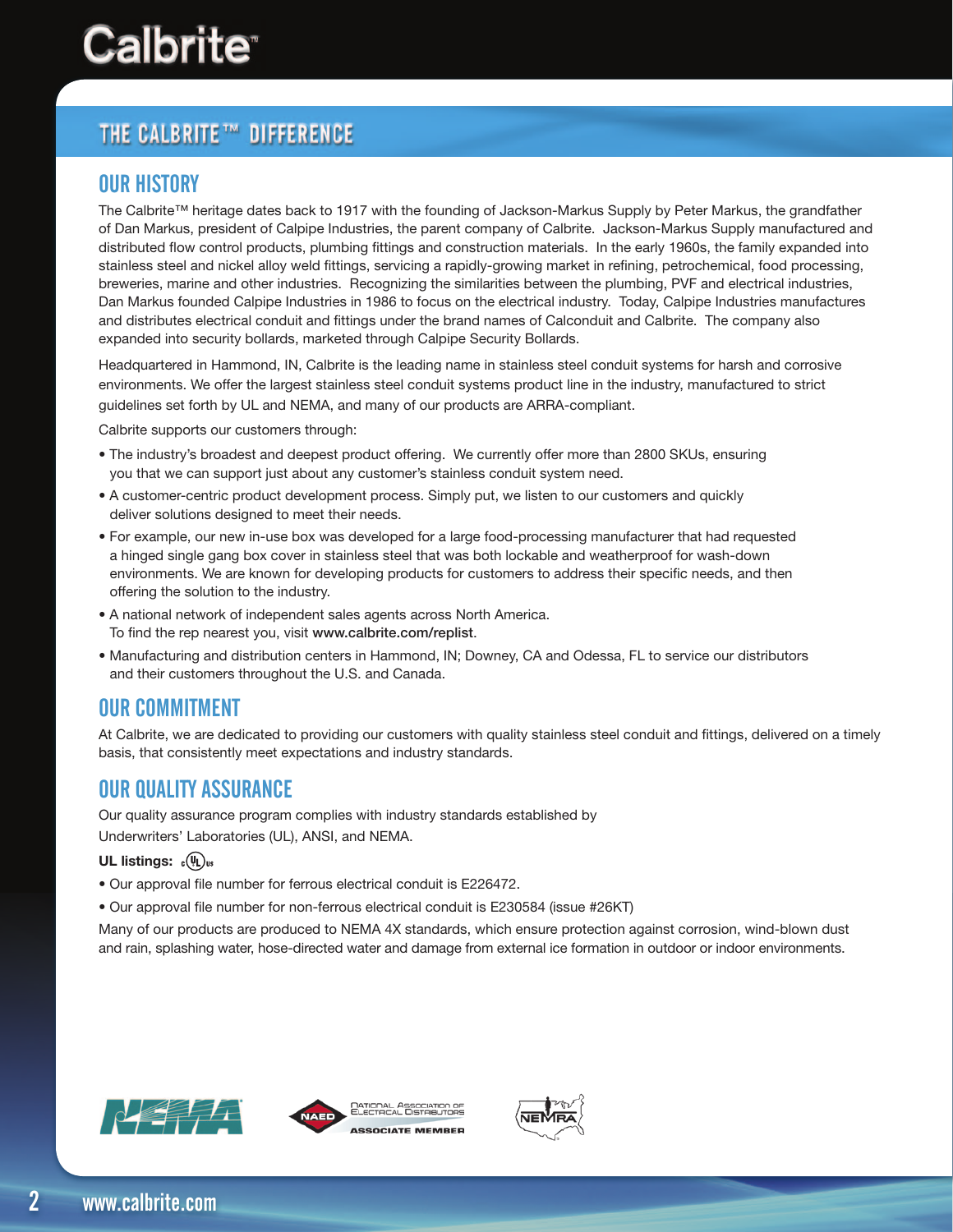# THE CALBRITE™ DIFFERENCE

## OUR HISTORY

The Calbrite™ heritage dates back to 1917 with the founding of Jackson-Markus Supply by Peter Markus, the grandfather of Dan Markus, president of Calpipe Industries, the parent company of Calbrite. Jackson-Markus Supply manufactured and distributed flow control products, plumbing fittings and construction materials. In the early 1960s, the family expanded into stainless steel and nickel alloy weld fittings, servicing a rapidly-growing market in refining, petrochemical, food processing, breweries, marine and other industries. Recognizing the similarities between the plumbing, PVF and electrical industries, Dan Markus founded Calpipe Industries in 1986 to focus on the electrical industry. Today, Calpipe Industries manufactures and distributes electrical conduit and fittings under the brand names of Calconduit and Calbrite. The company also expanded into security bollards, marketed through Calpipe Security Bollards.

Headquartered in Hammond, IN, Calbrite is the leading name in stainless steel conduit systems for harsh and corrosive environments. We offer the largest stainless steel conduit systems product line in the industry, manufactured to strict guidelines set forth by UL and NEMA, and many of our products are ARRA-compliant.

Calbrite supports our customers through:

- The industry's broadest and deepest product offering. We currently offer more than 2800 SKUs, ensuring you that we can support just about any customer's stainless conduit system need.
- A customer-centric product development process. Simply put, we listen to our customers and quickly deliver solutions designed to meet their needs.
- For example, our new in-use box was developed for a large food-processing manufacturer that had requested a hinged single gang box cover in stainless steel that was both lockable and weatherproof for wash-down environments. We are known for developing products for customers to address their specific needs, and then offering the solution to the industry.
- A national network of independent sales agents across North America. To find the rep nearest you, visit www.calbrite.com/replist.
- Manufacturing and distribution centers in Hammond, IN; Downey, CA and Odessa, FL to service our distributors and their customers throughout the U.S. and Canada.

## OUR COMMITMENT

At Calbrite, we are dedicated to providing our customers with quality stainless steel conduit and fittings, delivered on a timely basis, that consistently meet expectations and industry standards.

## OUR QUALITY ASSURANCE

Our quality assurance program complies with industry standards established by Underwriters' Laboratories (UL), ANSI, and NEMA.

**UL listings:** c(UL)us

- Our approval file number for ferrous electrical conduit is E226472.
- Our approval file number for non-ferrous electrical conduit is E230584 (issue #26KT)

Many of our products are produced to NEMA 4X standards, which ensure protection against corrosion, wind-blown dust and rain, splashing water, hose-directed water and damage from external ice formation in outdoor or indoor environments.

NEMA

NAED National Association of Electrical Distributors ASSOCIATE MEMBER

NEMRA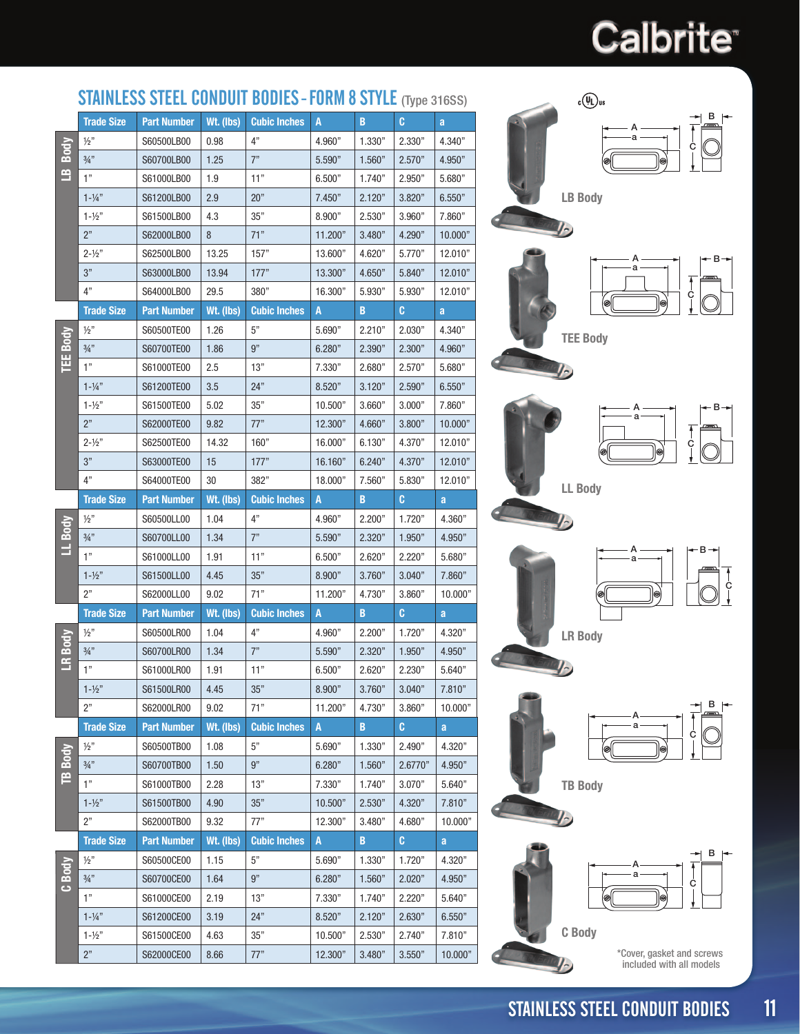## STAINLESS STEEL CONDUIT BODIES - FORM 8 STYLE (Type 316SS)

### LB Body

| Trade Size | Part Number | Wt. (lbs) | Cubic Inches | A | B | C | a |
|---|---|---|---|---|---|---|---|
| ½" | S60500LB00 | 0.98 | 4" | 4.960" | 1.330" | 2.330" | 4.340" |
| ¾" | S60700LB00 | 1.25 | 7" | 5.590" | 1.560" | 2.570" | 4.950" |
| 1" | S61000LB00 | 1.9 | 11" | 6.500" | 1.740" | 2.950" | 5.680" |
| 1-¼" | S61200LB00 | 2.9 | 20" | 7.450" | 2.120" | 3.820" | 6.550" |
| 1-½" | S61500LB00 | 4.3 | 35" | 8.900" | 2.530" | 3.960" | 7.860" |
| 2" | S62000LB00 | 8 | 71" | 11.200" | 3.480" | 4.290" | 10.000" |
| 2-½" | S62500LB00 | 13.25 | 157" | 13.600" | 4.620" | 5.770" | 12.010" |
| 3" | S63000LB00 | 13.94 | 177" | 13.300" | 4.650" | 5.840" | 12.010" |
| 4" | S64000LB00 | 29.5 | 380" | 16.300" | 5.930" | 5.930" | 12.010" |

### TEE Body

| Trade Size | Part Number | Wt. (lbs) | Cubic Inches | A | B | C | a |
|---|---|---|---|---|---|---|---|
| ½" | S60500TE00 | 1.26 | 5" | 5.690" | 2.210" | 2.030" | 4.340" |
| ¾" | S60700TE00 | 1.86 | 9" | 6.280" | 2.390" | 2.300" | 4.960" |
| 1" | S61000TE00 | 2.5 | 13" | 7.330" | 2.680" | 2.570" | 5.680" |
| 1-¼" | S61200TE00 | 3.5 | 24" | 8.520" | 3.120" | 2.590" | 6.550" |
| 1-½" | S61500TE00 | 5.02 | 35" | 10.500" | 3.660" | 3.000" | 7.860" |
| 2" | S62000TE00 | 9.82 | 77" | 12.300" | 4.660" | 3.800" | 10.000" |
| 2-½" | S62500TE00 | 14.32 | 160" | 16.000" | 6.130" | 4.370" | 12.010" |
| 3" | S63000TE00 | 15 | 177" | 16.160" | 6.240" | 4.370" | 12.010" |
| 4" | S64000TE00 | 30 | 382" | 18.000" | 7.560" | 5.830" | 12.010" |

### LL Body

| Trade Size | Part Number | Wt. (lbs) | Cubic Inches | A | B | C | a |
|---|---|---|---|---|---|---|---|
| ½" | S60500LL00 | 1.04 | 4" | 4.960" | 2.200" | 1.720" | 4.360" |
| ¾" | S60700LL00 | 1.34 | 7" | 5.590" | 2.320" | 1.950" | 4.950" |
| 1" | S61000LL00 | 1.91 | 11" | 6.500" | 2.620" | 2.220" | 5.680" |
| 1-½" | S61500LL00 | 4.45 | 35" | 8.900" | 3.760" | 3.040" | 7.860" |
| 2" | S62000LL00 | 9.02 | 71" | 11.200" | 4.730" | 3.860" | 10.000" |

### LR Body

| Trade Size | Part Number | Wt. (lbs) | Cubic Inches | A | B | C | a |
|---|---|---|---|---|---|---|---|
| ½" | S60500LR00 | 1.04 | 4" | 4.960" | 2.200" | 1.720" | 4.320" |
| ¾" | S60700LR00 | 1.34 | 7" | 5.590" | 2.320" | 1.950" | 4.950" |
| 1" | S61000LR00 | 1.91 | 11" | 6.500" | 2.620" | 2.230" | 5.640" |
| 1-½" | S61500LR00 | 4.45 | 35" | 8.900" | 3.760" | 3.040" | 7.810" |
| 2" | S62000LR00 | 9.02 | 71" | 11.200" | 4.730" | 3.860" | 10.000" |

### TB Body

| Trade Size | Part Number | Wt. (lbs) | Cubic Inches | A | B | C | a |
|---|---|---|---|---|---|---|---|
| ½" | S60500TB00 | 1.08 | 5" | 5.690" | 1.330" | 2.490" | 4.320" |
| ¾" | S60700TB00 | 1.50 | 9" | 6.280" | 1.560" | 2.6770" | 4.950" |
| 1" | S61000TB00 | 2.28 | 13" | 7.330" | 1.740" | 3.070" | 5.640" |
| 1-½" | S61500TB00 | 4.90 | 35" | 10.500" | 2.530" | 4.320" | 7.810" |
| 2" | S62000TB00 | 9.32 | 77" | 12.300" | 3.480" | 4.680" | 10.000" |

### C Body

| Trade Size | Part Number | Wt. (lbs) | Cubic Inches | A | B | C | a |
|---|---|---|---|---|---|---|---|
| ½" | S60500CE00 | 1.15 | 5" | 5.690" | 1.330" | 1.720" | 4.320" |
| ¾" | S60700CE00 | 1.64 | 9" | 6.280" | 1.560" | 2.020" | 4.950" |
| 1" | S61000CE00 | 2.19 | 13" | 7.330" | 1.740" | 2.220" | 5.640" |
| 1-¼" | S61200CE00 | 3.19 | 24" | 8.520" | 2.120" | 2.630" | 6.550" |
| 1-½" | S61500CE00 | 4.63 | 35" | 10.500" | 2.530" | 2.740" | 7.810" |
| 2" | S62000CE00 | 8.66 | 77" | 12.300" | 3.480" | 3.550" | 10.000" |

LB Body

TEE Body

LL Body

LR Body

TB Body

C Body

*Cover, gasket and screws included with all models